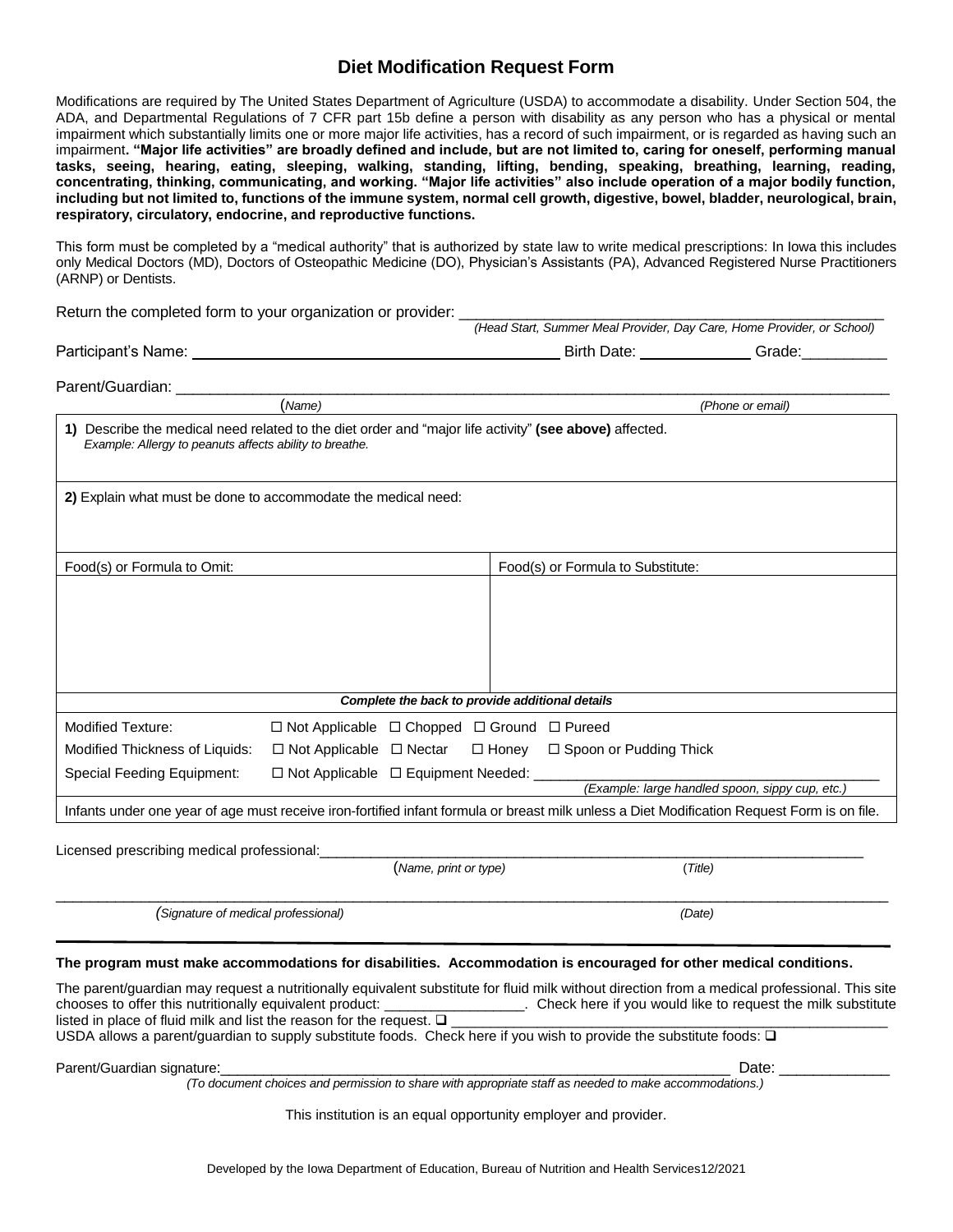# Diet Modification Request Form

Modifications are required by The United States Department of Agriculture (USDA) to accommodate a disability. Under Section 504, the ADA, and Departmental Regulations of 7 CFR part 15b define a person with disability as any person who has a physical or mental impairment which substantially limits one or more major life activities, has a record of such impairment, or is regarded as having such an impairment**. "Major life activities" are broadly defined and include, but are not limited to, caring for oneself, performing manual tasks, seeing, hearing, eating, sleeping, walking, standing, lifting, bending, speaking, breathing, learning, reading, concentrating, thinking, communicating, and working. "Major life activities" also include operation of a major bodily function, including but not limited to, functions of the immune system, normal cell growth, digestive, bowel, bladder, neurological, brain, respiratory, circulatory, endocrine, and reproductive functions.**

This form must be completed by a "medical authority" that is authorized by state law to write medical prescriptions: In Iowa this includes only Medical Doctors (MD), Doctors of Osteopathic Medicine (DO), Physician's Assistants (PA), Advanced Registered Nurse Practitioners (ARNP) or Dentists.

Return the completed form to your organization or provider: ____________________________________________
*(Head Start, Summer Meal Provider, Day Care, Home Provider, or School)*

Participant's Name: ____________________________________________ Birth Date: _____________ Grade:__________

Parent/Guardian: ____________________________________________________________________________
(*Name)* *(Phone or email)*

| | |
|---|---|
| **1)** Describe the medical need related to the diet order and "major life activity" **(see above)** affected. *Example: Allergy to peanuts affects ability to breathe.* | |
| **2)** Explain what must be done to accommodate the medical need: | |
| Food(s) or Formula to Omit: | Food(s) or Formula to Substitute: |
| | |
| ***Complete the back to provide additional details*** | |

Modified Texture: ☐ Not Applicable ☐ Chopped ☐ Ground ☐ Pureed

Modified Thickness of Liquids: ☐ Not Applicable ☐ Nectar ☐ Honey ☐ Spoon or Pudding Thick

Special Feeding Equipment: ☐ Not Applicable ☐ Equipment Needed: ______________________________________
*(Example: large handled spoon, sippy cup, etc.)*

Infants under one year of age must receive iron-fortified infant formula or breast milk unless a Diet Modification Request Form is on file.

Licensed prescribing medical professional:______________________________________________________________
(*Name, print or type)* (*Title*)

______________________________________________________________________________________________
*(Signature of medical professional)* *(Date)*

**The program must make accommodations for disabilities. Accommodation is encouraged for other medical conditions.**

The parent/guardian may request a nutritionally equivalent substitute for fluid milk without direction from a medical professional. This site chooses to offer this nutritionally equivalent product: _________________. Check here if you would like to request the milk substitute listed in place of fluid milk and list the reason for the request. ❑ _______________________________________________________
USDA allows a parent/guardian to supply substitute foods. Check here if you wish to provide the substitute foods: ❑

Parent/Guardian signature:_______________________________________________________________ Date: _____________
*(To document choices and permission to share with appropriate staff as needed to make accommodations.)*

This institution is an equal opportunity employer and provider.

Developed by the Iowa Department of Education, Bureau of Nutrition and Health Services12/2021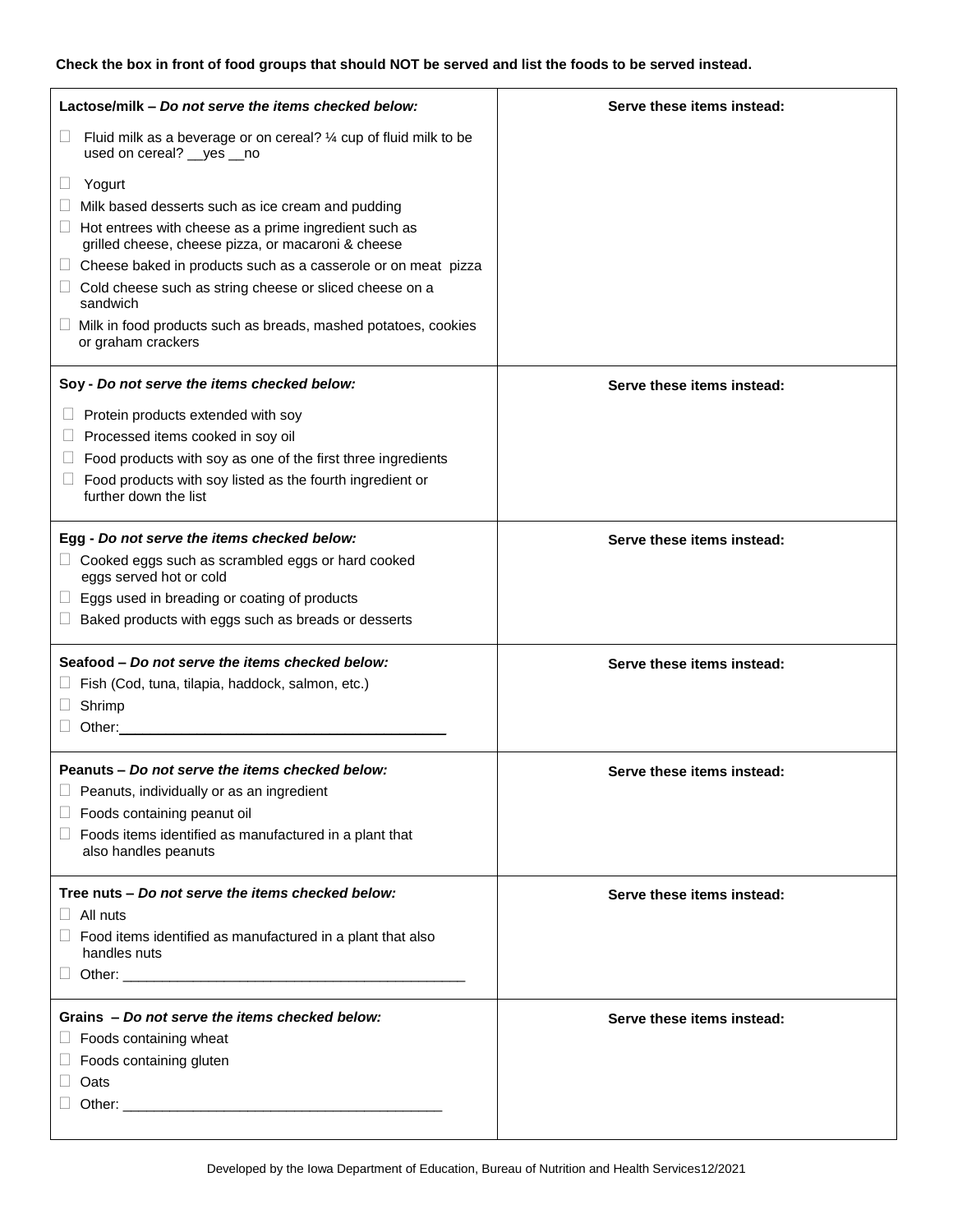**Check the box in front of food groups that should NOT be served and list the foods to be served instead.**

| | |
|---|---|
| **Lactose/milk –** ***Do not serve the items checked below:***<br>☐ Fluid milk as a beverage or on cereal? ¼ cup of fluid milk to be used on cereal? __yes __no<br>☐ Yogurt<br>☐ Milk based desserts such as ice cream and pudding<br>☐ Hot entrees with cheese as a prime ingredient such as grilled cheese, cheese pizza, or macaroni & cheese<br>☐ Cheese baked in products such as a casserole or on meat pizza<br>☐ Cold cheese such as string cheese or sliced cheese on a sandwich<br>☐ Milk in food products such as breads, mashed potatoes, cookies or graham crackers | **Serve these items instead:** |
| **Soy -** ***Do not serve the items checked below:***<br>☐ Protein products extended with soy<br>☐ Processed items cooked in soy oil<br>☐ Food products with soy as one of the first three ingredients<br>☐ Food products with soy listed as the fourth ingredient or further down the list | **Serve these items instead:** |
| **Egg -** ***Do not serve the items checked below:***<br>☐ Cooked eggs such as scrambled eggs or hard cooked eggs served hot or cold<br>☐ Eggs used in breading or coating of products<br>☐ Baked products with eggs such as breads or desserts | **Serve these items instead:** |
| **Seafood –** ***Do not serve the items checked below:***<br>☐ Fish (Cod, tuna, tilapia, haddock, salmon, etc.)<br>☐ Shrimp<br>☐ Other:______________________________________ | **Serve these items instead:** |
| **Peanuts –** ***Do not serve the items checked below:***<br>☐ Peanuts, individually or as an ingredient<br>☐ Foods containing peanut oil<br>☐ Foods items identified as manufactured in a plant that also handles peanuts | **Serve these items instead:** |
| **Tree nuts –** ***Do not serve the items checked below:***<br>☐ All nuts<br>☐ Food items identified as manufactured in a plant that also handles nuts<br>☐ Other: ____________________________________________ | **Serve these items instead:** |
| **Grains –** ***Do not serve the items checked below:***<br>☐ Foods containing wheat<br>☐ Foods containing gluten<br>☐ Oats<br>☐ Other: ________________________________________ | **Serve these items instead:** |

Developed by the Iowa Department of Education, Bureau of Nutrition and Health Services12/2021